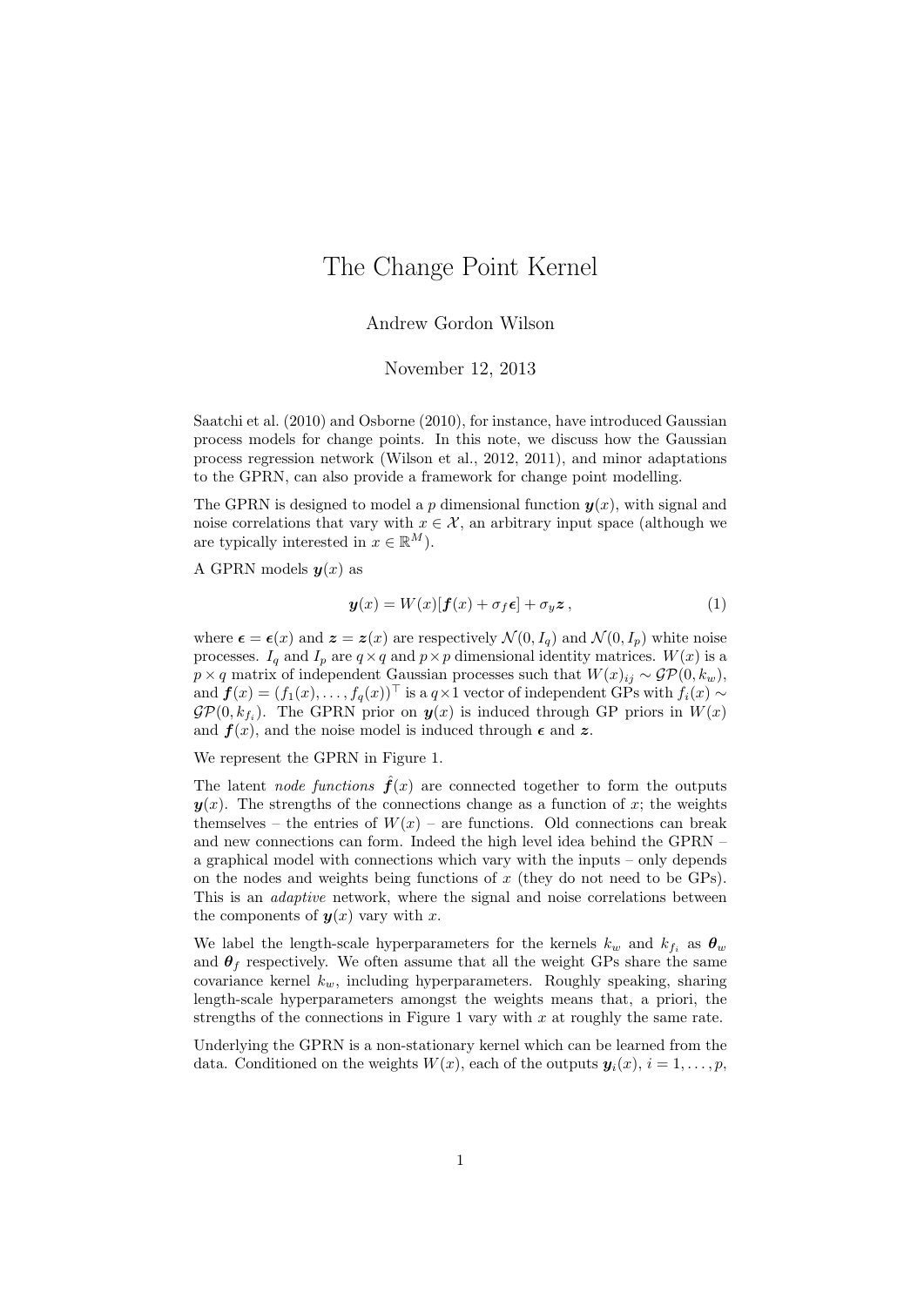# The Change Point Kernel

Andrew Gordon Wilson

November 12, 2013

Saatchi et al. (2010) and Osborne (2010), for instance, have introduced Gaussian process models for change points. In this note, we discuss how the Gaussian process regression network (Wilson et al., 2012, 2011), and minor adaptations to the GPRN, can also provide a framework for change point modelling.

The GPRN is designed to model a $p$ dimensional function $\boldsymbol{y}(x)$, with signal and noise correlations that vary with $x \in \mathcal{X}$, an arbitrary input space (although we are typically interested in $x \in \mathbb{R}^M$).

A GPRN models $\boldsymbol{y}(x)$ as

$$\boldsymbol{y}(x) = W(x)[\boldsymbol{f}(x) + \sigma_f \boldsymbol{\epsilon}] + \sigma_y \boldsymbol{z}\,, \tag{1}$$

where $\boldsymbol{\epsilon} = \boldsymbol{\epsilon}(x)$ and $\boldsymbol{z} = \boldsymbol{z}(x)$ are respectively $\mathcal{N}(0, I_q)$ and $\mathcal{N}(0, I_p)$ white noise processes. $I_q$ and $I_p$ are $q \times q$ and $p \times p$ dimensional identity matrices. $W(x)$ is a $p \times q$ matrix of independent Gaussian processes such that $W(x)_{ij} \sim \mathcal{GP}(0, k_w)$, and $\boldsymbol{f}(x) = (f_1(x), \ldots, f_q(x))^\top$ is a $q \times 1$ vector of independent GPs with $f_i(x) \sim \mathcal{GP}(0, k_{f_i})$. The GPRN prior on $\boldsymbol{y}(x)$ is induced through GP priors in $W(x)$ and $\boldsymbol{f}(x)$, and the noise model is induced through $\boldsymbol{\epsilon}$ and $\boldsymbol{z}$.

We represent the GPRN in Figure 1.

The latent *node functions* $\hat{\boldsymbol{f}}(x)$ are connected together to form the outputs $\boldsymbol{y}(x)$. The strengths of the connections change as a function of $x$; the weights themselves – the entries of $W(x)$ – are functions. Old connections can break and new connections can form. Indeed the high level idea behind the GPRN – a graphical model with connections which vary with the inputs – only depends on the nodes and weights being functions of $x$ (they do not need to be GPs). This is an *adaptive* network, where the signal and noise correlations between the components of $\boldsymbol{y}(x)$ vary with $x$.

We label the length-scale hyperparameters for the kernels $k_w$ and $k_{f_i}$ as $\boldsymbol{\theta}_w$ and $\boldsymbol{\theta}_f$ respectively. We often assume that all the weight GPs share the same covariance kernel $k_w$, including hyperparameters. Roughly speaking, sharing length-scale hyperparameters amongst the weights means that, a priori, the strengths of the connections in Figure 1 vary with $x$ at roughly the same rate.

Underlying the GPRN is a non-stationary kernel which can be learned from the data. Conditioned on the weights $W(x)$, each of the outputs $\boldsymbol{y}_i(x)$, $i = 1, \ldots, p$,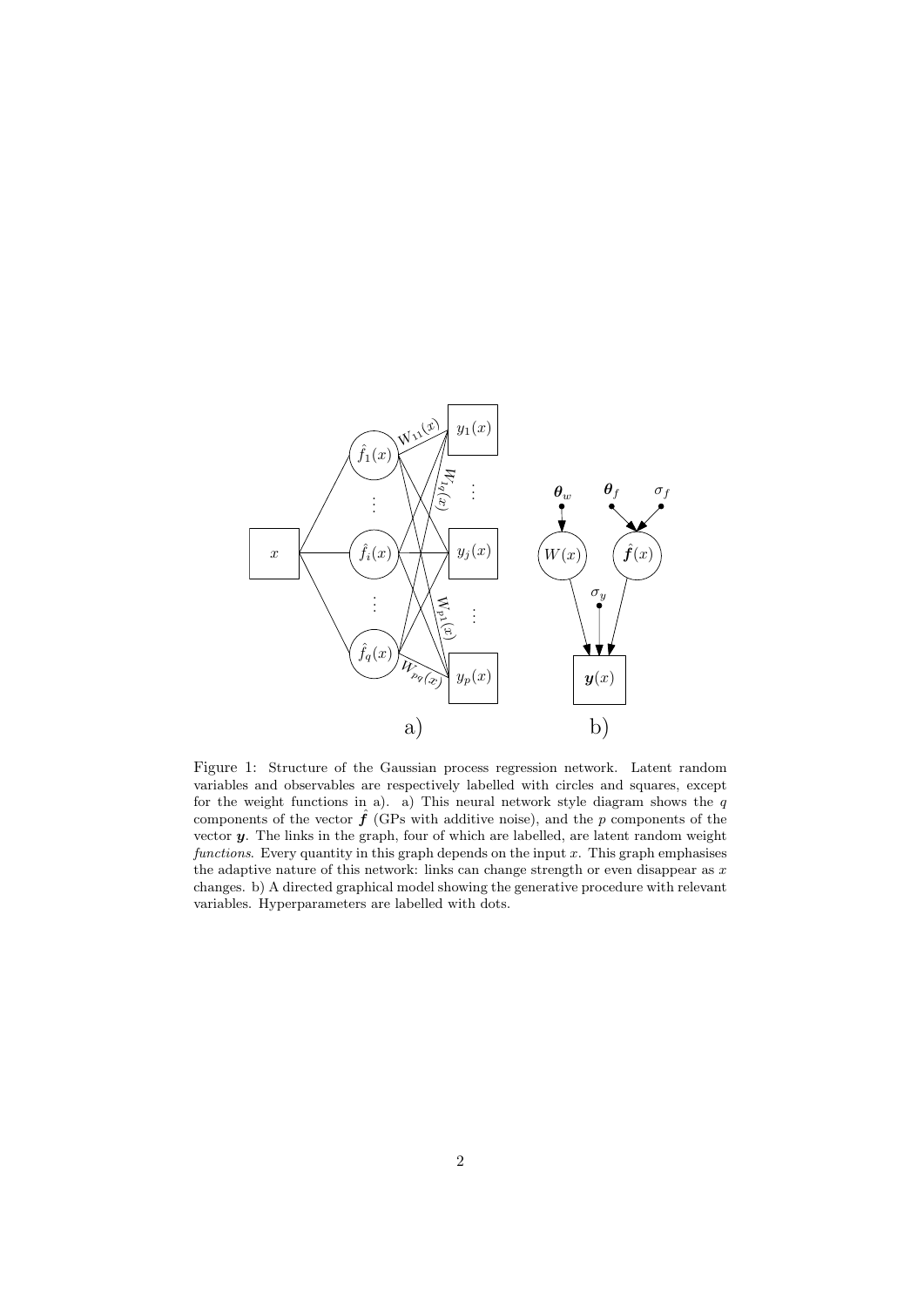Figure 1: Structure of the Gaussian process regression network. Latent random variables and observables are respectively labelled with circles and squares, except for the weight functions in a). a) This neural network style diagram shows the $q$ components of the vector $\hat{\boldsymbol{f}}$ (GPs with additive noise), and the $p$ components of the vector $\boldsymbol{y}$. The links in the graph, four of which are labelled, are latent random weight *functions*. Every quantity in this graph depends on the input $x$. This graph emphasises the adaptive nature of this network: links can change strength or even disappear as $x$ changes. b) A directed graphical model showing the generative procedure with relevant variables. Hyperparameters are labelled with dots.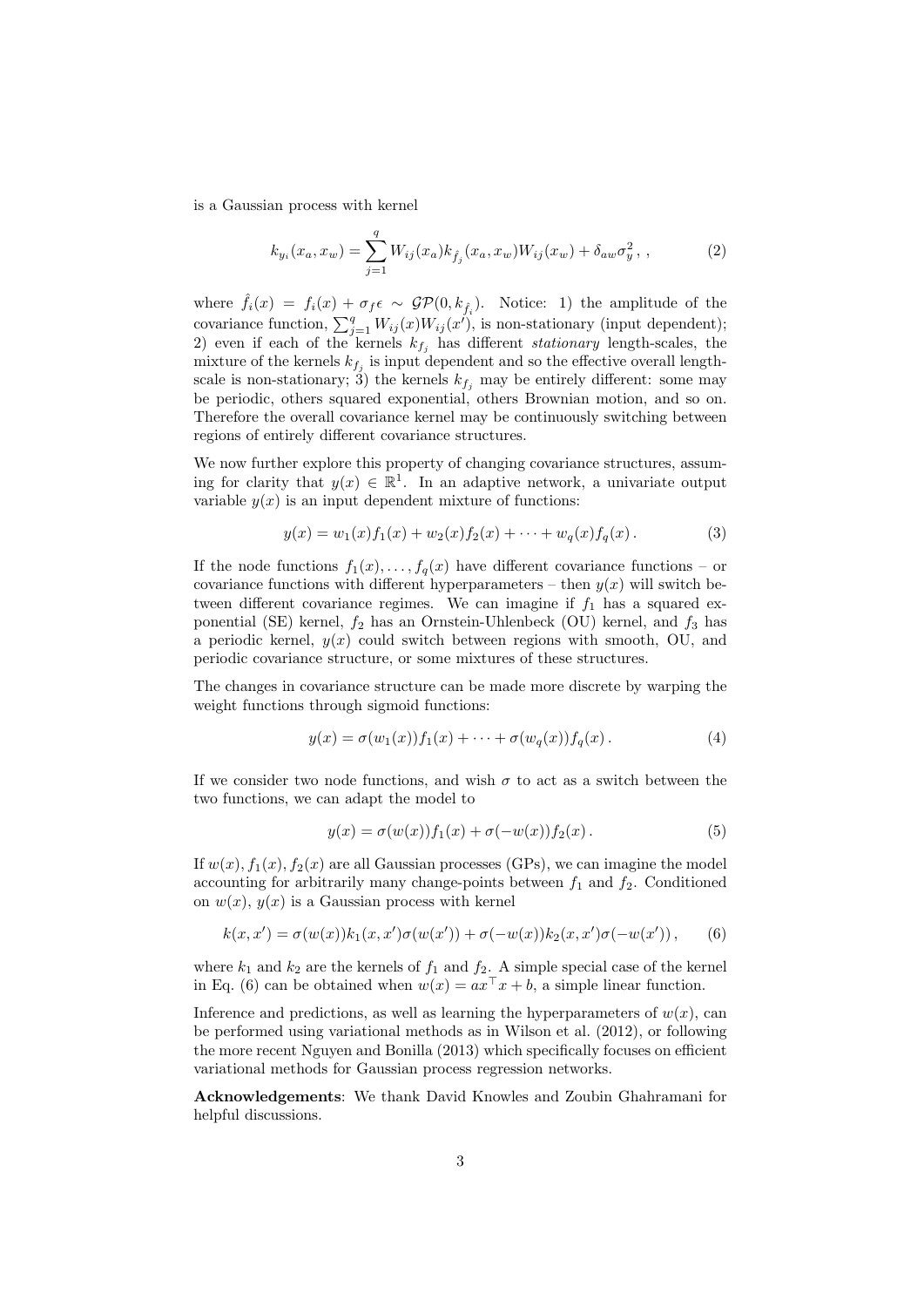is a Gaussian process with kernel

$$k_{y_i}(x_a, x_w) = \sum_{j=1}^{q} W_{ij}(x_a) k_{\hat{f}_j}(x_a, x_w) W_{ij}(x_w) + \delta_{aw}\sigma_y^2 \, , \tag{2}$$

where $\hat{f}_i(x) = f_i(x) + \sigma_f \epsilon \sim \mathcal{GP}(0, k_{\hat{f}_i})$. Notice: 1) the amplitude of the covariance function, $\sum_{j=1}^{q} W_{ij}(x) W_{ij}(x')$, is non-stationary (input dependent); 2) even if each of the kernels $k_{f_j}$ has different *stationary* length-scales, the mixture of the kernels $k_{f_j}$ is input dependent and so the effective overall length-scale is non-stationary; 3) the kernels $k_{f_j}$ may be entirely different: some may be periodic, others squared exponential, others Brownian motion, and so on. Therefore the overall covariance kernel may be continuously switching between regions of entirely different covariance structures.

We now further explore this property of changing covariance structures, assuming for clarity that $y(x) \in \mathbb{R}^1$. In an adaptive network, a univariate output variable $y(x)$ is an input dependent mixture of functions:

$$y(x) = w_1(x) f_1(x) + w_2(x) f_2(x) + \cdots + w_q(x) f_q(x) \, . \tag{3}$$

If the node functions $f_1(x), \ldots, f_q(x)$ have different covariance functions – or covariance functions with different hyperparameters – then $y(x)$ will switch between different covariance regimes. We can imagine if $f_1$ has a squared exponential (SE) kernel, $f_2$ has an Ornstein-Uhlenbeck (OU) kernel, and $f_3$ has a periodic kernel, $y(x)$ could switch between regions with smooth, OU, and periodic covariance structure, or some mixtures of these structures.

The changes in covariance structure can be made more discrete by warping the weight functions through sigmoid functions:

$$y(x) = \sigma(w_1(x)) f_1(x) + \cdots + \sigma(w_q(x)) f_q(x) \, . \tag{4}$$

If we consider two node functions, and wish $\sigma$ to act as a switch between the two functions, we can adapt the model to

$$y(x) = \sigma(w(x)) f_1(x) + \sigma(-w(x)) f_2(x) \, . \tag{5}$$

If $w(x), f_1(x), f_2(x)$ are all Gaussian processes (GPs), we can imagine the model accounting for arbitrarily many change-points between $f_1$ and $f_2$. Conditioned on $w(x)$, $y(x)$ is a Gaussian process with kernel

$$k(x, x') = \sigma(w(x)) k_1(x, x') \sigma(w(x')) + \sigma(-w(x)) k_2(x, x') \sigma(-w(x')) \, , \tag{6}$$

where $k_1$ and $k_2$ are the kernels of $f_1$ and $f_2$. A simple special case of the kernel in Eq. (6) can be obtained when $w(x) = a x^\top x + b$, a simple linear function.

Inference and predictions, as well as learning the hyperparameters of $w(x)$, can be performed using variational methods as in Wilson et al. (2012), or following the more recent Nguyen and Bonilla (2013) which specifically focuses on efficient variational methods for Gaussian process regression networks.

**Acknowledgements**: We thank David Knowles and Zoubin Ghahramani for helpful discussions.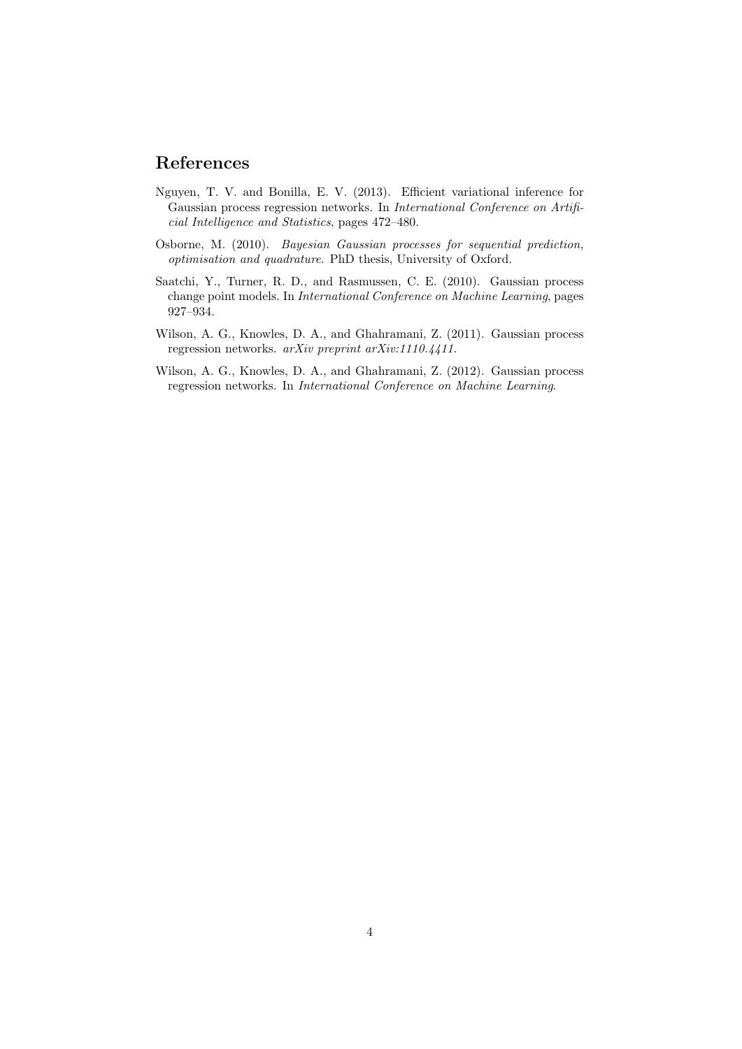## References

Nguyen, T. V. and Bonilla, E. V. (2013). Efficient variational inference for Gaussian process regression networks. In *International Conference on Artificial Intelligence and Statistics*, pages 472–480.

Osborne, M. (2010). *Bayesian Gaussian processes for sequential prediction, optimisation and quadrature*. PhD thesis, University of Oxford.

Saatchi, Y., Turner, R. D., and Rasmussen, C. E. (2010). Gaussian process change point models. In *International Conference on Machine Learning*, pages 927–934.

Wilson, A. G., Knowles, D. A., and Ghahramani, Z. (2011). Gaussian process regression networks. *arXiv preprint arXiv:1110.4411*.

Wilson, A. G., Knowles, D. A., and Ghahramani, Z. (2012). Gaussian process regression networks. In *International Conference on Machine Learning*.